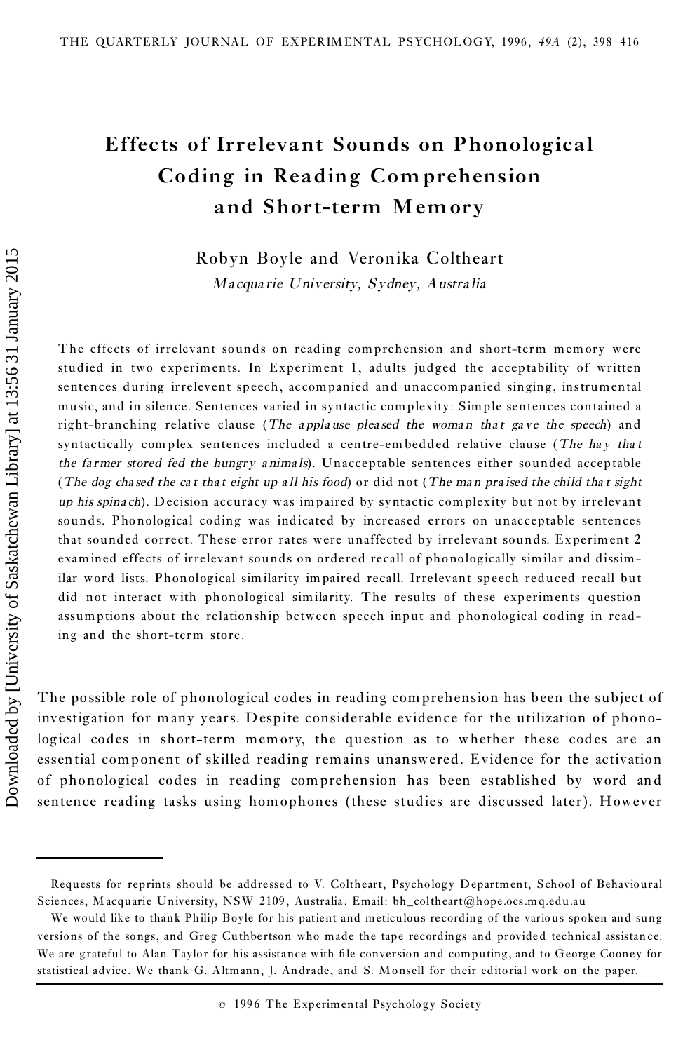# Effects of Irrelevant Sounds on Phonological Coding in Reading Comprehension and Short-term Memory

Robyn Boyle and Veronika Coltheart

*Macquarie University, Sydney, Australia*

The effects of irrelevant sounds on reading comprehension and short-term memory were studied in two experiments. In Experiment 1, adults judged the acceptability of written sentences during irrelevent speech, accompanied and unaccompanied singing, instrumental music, and in silence. Sentences varied in syntactic complexity: Simple sentences contained a right-branching relative clause (*The applause pleased the woman that gave the speech*) and syntactically complex sentences included a centre-embedded relative clause (*The hay that the farmer stored fed the hungry animals*). Unacceptable sentences either sounded acceptable (*The dog chased the cat that eight up all his food*) or did not (*The man praised the child that sight up his spinach*). Decision accuracy was impaired by syntactic complexity but not by irrelevant sounds. Phonological coding was indicated by increased errors on unacceptable sentences that sounded correct. These error rates were unaffected by irrelevant sounds. Experiment 2 examined effects of irrelevant sounds on ordered recall of phonologically similar and dissimilar word lists. Phonological similarity impaired recall. Irrelevant speech reduced recall but did not interact with phonological similarity. The results of these experiments question assumptions about the relationship between speech input and phonological coding in reading and the short-term store.

The possible role of phonological codes in reading comprehension has been the subject of investigation for many years. Despite considerable evidence for the utilization of phonological codes in short-term memory, the question as to whether these codes are an essential component of skilled reading remains unanswered. Evidence for the activation of phonological codes in reading comprehension has been established by word and sentence reading tasks using homophones (these studies are discussed later). However

---

Requests for reprints should be addressed to V. Coltheart, Psychology Department, School of Behavioural Sciences, Macquarie University, NSW 2109, Australia. Email: bh_coltheart@hope.ocs.mq.edu.au

We would like to thank Philip Boyle for his patient and meticulous recording of the various spoken and sung versions of the songs, and Greg Cuthbertson who made the tape recordings and provided technical assistance. We are grateful to Alan Taylor for his assistance with file conversion and computing, and to George Cooney for statistical advice. We thank G. Altmann, J. Andrade, and S. Monsell for their editorial work on the paper.

© 1996 The Experimental Psychology Society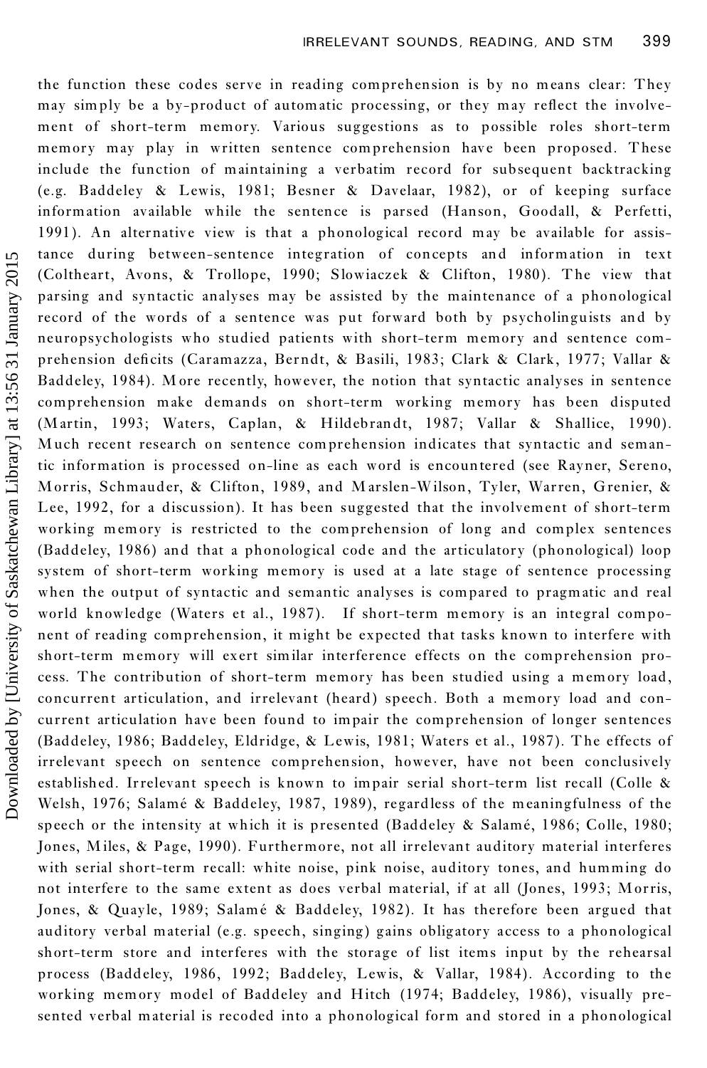the function these codes serve in reading comprehension is by no means clear: They may simply be a by-product of automatic processing, or they may reflect the involvement of short-term memory. Various suggestions as to possible roles short-term memory may play in written sentence comprehension have been proposed. These include the function of maintaining a verbatim record for subsequent backtracking (e.g. Baddeley & Lewis, 1981; Besner & Davelaar, 1982), or of keeping surface information available while the sentence is parsed (Hanson, Goodall, & Perfetti, 1991). An alternative view is that a phonological record may be available for assistance during between-sentence integration of concepts and information in text (Coltheart, Avons, & Trollope, 1990; Slowiaczek & Clifton, 1980). The view that parsing and syntactic analyses may be assisted by the maintenance of a phonological record of the words of a sentence was put forward both by psycholinguists and by neuropsychologists who studied patients with short-term memory and sentence comprehension deficits (Caramazza, Berndt, & Basili, 1983; Clark & Clark, 1977; Vallar & Baddeley, 1984). More recently, however, the notion that syntactic analyses in sentence comprehension make demands on short-term working memory has been disputed (Martin, 1993; Waters, Caplan, & Hildebrandt, 1987; Vallar & Shallice, 1990). Much recent research on sentence comprehension indicates that syntactic and semantic information is processed on-line as each word is encountered (see Rayner, Sereno, Morris, Schmauder, & Clifton, 1989, and Marslen-Wilson, Tyler, Warren, Grenier, & Lee, 1992, for a discussion). It has been suggested that the involvement of short-term working memory is restricted to the comprehension of long and complex sentences (Baddeley, 1986) and that a phonological code and the articulatory (phonological) loop system of short-term working memory is used at a late stage of sentence processing when the output of syntactic and semantic analyses is compared to pragmatic and real world knowledge (Waters et al., 1987). If short-term memory is an integral component of reading comprehension, it might be expected that tasks known to interfere with short-term memory will exert similar interference effects on the comprehension process. The contribution of short-term memory has been studied using a memory load, concurrent articulation, and irrelevant (heard) speech. Both a memory load and concurrent articulation have been found to impair the comprehension of longer sentences (Baddeley, 1986; Baddeley, Eldridge, & Lewis, 1981; Waters et al., 1987). The effects of irrelevant speech on sentence comprehension, however, have not been conclusively established. Irrelevant speech is known to impair serial short-term list recall (Colle & Welsh, 1976; Salamé & Baddeley, 1987, 1989), regardless of the meaningfulness of the speech or the intensity at which it is presented (Baddeley & Salamé, 1986; Colle, 1980; Jones, Miles, & Page, 1990). Furthermore, not all irrelevant auditory material interferes with serial short-term recall: white noise, pink noise, auditory tones, and humming do not interfere to the same extent as does verbal material, if at all (Jones, 1993; Morris, Jones, & Quayle, 1989; Salamé & Baddeley, 1982). It has therefore been argued that auditory verbal material (e.g. speech, singing) gains obligatory access to a phonological short-term store and interferes with the storage of list items input by the rehearsal process (Baddeley, 1986, 1992; Baddeley, Lewis, & Vallar, 1984). According to the working memory model of Baddeley and Hitch (1974; Baddeley, 1986), visually presented verbal material is recoded into a phonological form and stored in a phonological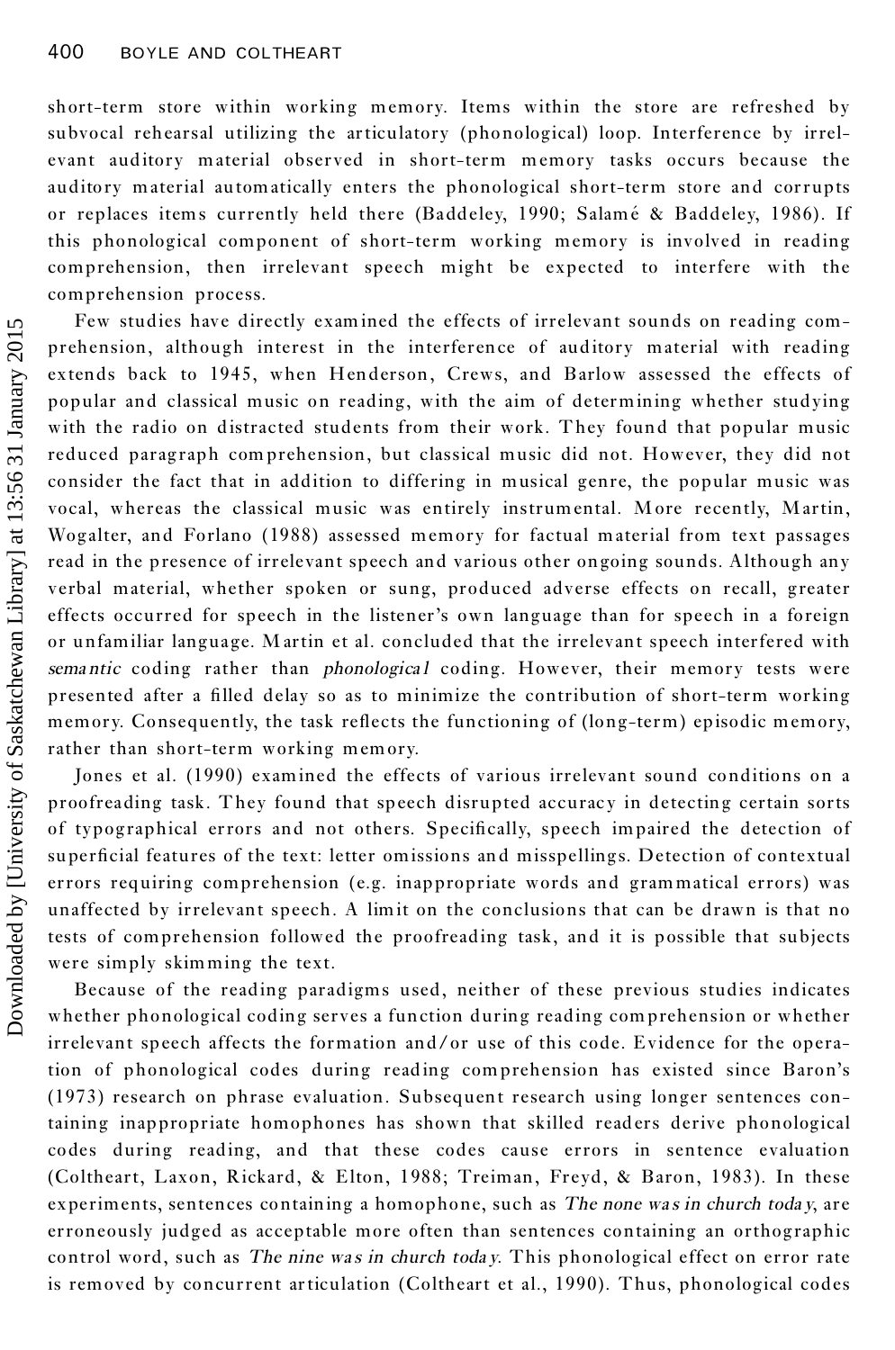short-term store within working memory. Items within the store are refreshed by subvocal rehearsal utilizing the articulatory (phonological) loop. Interference by irrelevant auditory material observed in short-term memory tasks occurs because the auditory material automatically enters the phonological short-term store and corrupts or replaces items currently held there (Baddeley, 1990; Salamé & Baddeley, 1986). If this phonological component of short-term working memory is involved in reading comprehension, then irrelevant speech might be expected to interfere with the comprehension process.

Few studies have directly examined the effects of irrelevant sounds on reading comprehension, although interest in the interference of auditory material with reading extends back to 1945, when Henderson, Crews, and Barlow assessed the effects of popular and classical music on reading, with the aim of determining whether studying with the radio on distracted students from their work. They found that popular music reduced paragraph comprehension, but classical music did not. However, they did not consider the fact that in addition to differing in musical genre, the popular music was vocal, whereas the classical music was entirely instrumental. More recently, Martin, Wogalter, and Forlano (1988) assessed memory for factual material from text passages read in the presence of irrelevant speech and various other ongoing sounds. Although any verbal material, whether spoken or sung, produced adverse effects on recall, greater effects occurred for speech in the listener's own language than for speech in a foreign or unfamiliar language. Martin et al. concluded that the irrelevant speech interfered with *semantic* coding rather than *phonological* coding. However, their memory tests were presented after a filled delay so as to minimize the contribution of short-term working memory. Consequently, the task reflects the functioning of (long-term) episodic memory, rather than short-term working memory.

Jones et al. (1990) examined the effects of various irrelevant sound conditions on a proofreading task. They found that speech disrupted accuracy in detecting certain sorts of typographical errors and not others. Specifically, speech impaired the detection of superficial features of the text: letter omissions and misspellings. Detection of contextual errors requiring comprehension (e.g. inappropriate words and grammatical errors) was unaffected by irrelevant speech. A limit on the conclusions that can be drawn is that no tests of comprehension followed the proofreading task, and it is possible that subjects were simply skimming the text.

Because of the reading paradigms used, neither of these previous studies indicates whether phonological coding serves a function during reading comprehension or whether irrelevant speech affects the formation and/or use of this code. Evidence for the operation of phonological codes during reading comprehension has existed since Baron's (1973) research on phrase evaluation. Subsequent research using longer sentences containing inappropriate homophones has shown that skilled readers derive phonological codes during reading, and that these codes cause errors in sentence evaluation (Coltheart, Laxon, Rickard, & Elton, 1988; Treiman, Freyd, & Baron, 1983). In these experiments, sentences containing a homophone, such as *The none was in church today*, are erroneously judged as acceptable more often than sentences containing an orthographic control word, such as *The nine was in church today*. This phonological effect on error rate is removed by concurrent articulation (Coltheart et al., 1990). Thus, phonological codes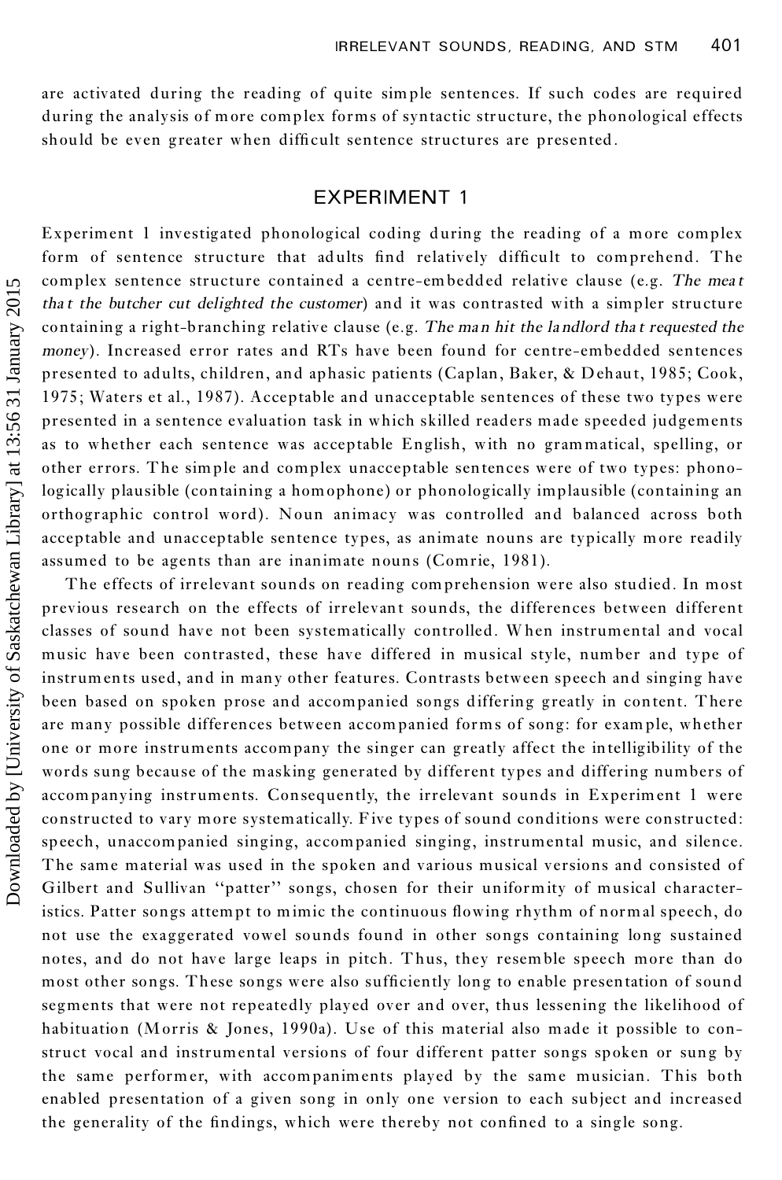are activated during the reading of quite simple sentences. If such codes are required during the analysis of more complex forms of syntactic structure, the phonological effects should be even greater when difficult sentence structures are presented.

## EXPERIMENT 1

Experiment 1 investigated phonological coding during the reading of a more complex form of sentence structure that adults find relatively difficult to comprehend. The complex sentence structure contained a centre-embedded relative clause (e.g. *The meat that the butcher cut delighted the customer*) and it was contrasted with a simpler structure containing a right-branching relative clause (e.g. *The man hit the landlord that requested the money*). Increased error rates and RTs have been found for centre-embedded sentences presented to adults, children, and aphasic patients (Caplan, Baker, & Dehaut, 1985; Cook, 1975; Waters et al., 1987). Acceptable and unacceptable sentences of these two types were presented in a sentence evaluation task in which skilled readers made speeded judgements as to whether each sentence was acceptable English, with no grammatical, spelling, or other errors. The simple and complex unacceptable sentences were of two types: phonologically plausible (containing a homophone) or phonologically implausible (containing an orthographic control word). Noun animacy was controlled and balanced across both acceptable and unacceptable sentence types, as animate nouns are typically more readily assumed to be agents than are inanimate nouns (Comrie, 1981).

The effects of irrelevant sounds on reading comprehension were also studied. In most previous research on the effects of irrelevant sounds, the differences between different classes of sound have not been systematically controlled. When instrumental and vocal music have been contrasted, these have differed in musical style, number and type of instruments used, and in many other features. Contrasts between speech and singing have been based on spoken prose and accompanied songs differing greatly in content. There are many possible differences between accompanied forms of song: for example, whether one or more instruments accompany the singer can greatly affect the intelligibility of the words sung because of the masking generated by different types and differing numbers of accompanying instruments. Consequently, the irrelevant sounds in Experiment 1 were constructed to vary more systematically. Five types of sound conditions were constructed: speech, unaccompanied singing, accompanied singing, instrumental music, and silence. The same material was used in the spoken and various musical versions and consisted of Gilbert and Sullivan "patter" songs, chosen for their uniformity of musical characteristics. Patter songs attempt to mimic the continuous flowing rhythm of normal speech, do not use the exaggerated vowel sounds found in other songs containing long sustained notes, and do not have large leaps in pitch. Thus, they resemble speech more than do most other songs. These songs were also sufficiently long to enable presentation of sound segments that were not repeatedly played over and over, thus lessening the likelihood of habituation (Morris & Jones, 1990a). Use of this material also made it possible to construct vocal and instrumental versions of four different patter songs spoken or sung by the same performer, with accompaniments played by the same musician. This both enabled presentation of a given song in only one version to each subject and increased the generality of the findings, which were thereby not confined to a single song.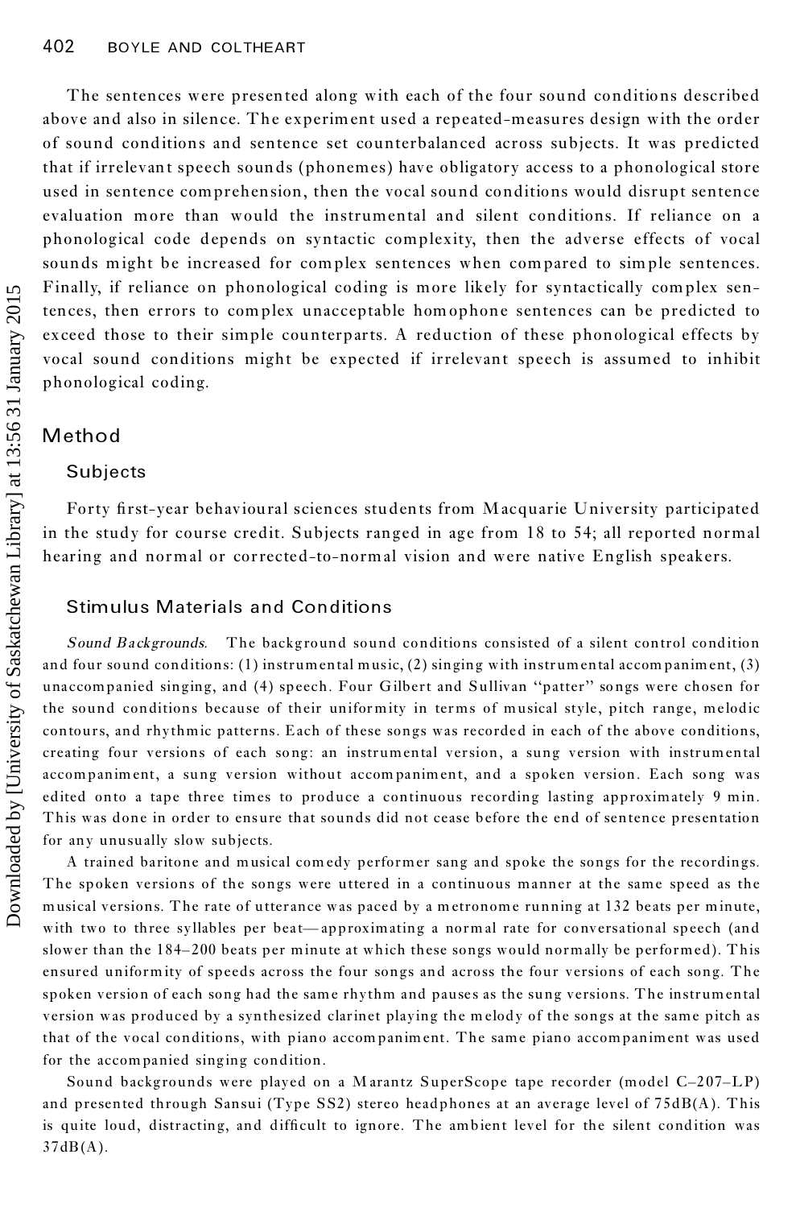The sentences were presented along with each of the four sound conditions described above and also in silence. The experiment used a repeated-measures design with the order of sound conditions and sentence set counterbalanced across subjects. It was predicted that if irrelevant speech sounds (phonemes) have obligatory access to a phonological store used in sentence comprehension, then the vocal sound conditions would disrupt sentence evaluation more than would the instrumental and silent conditions. If reliance on a phonological code depends on syntactic complexity, then the adverse effects of vocal sounds might be increased for complex sentences when compared to simple sentences. Finally, if reliance on phonological coding is more likely for syntactically complex sentences, then errors to complex unacceptable homophone sentences can be predicted to exceed those to their simple counterparts. A reduction of these phonological effects by vocal sound conditions might be expected if irrelevant speech is assumed to inhibit phonological coding.

## Method

### Subjects

Forty first-year behavioural sciences students from Macquarie University participated in the study for course credit. Subjects ranged in age from 18 to 54; all reported normal hearing and normal or corrected-to-normal vision and were native English speakers.

### Stimulus Materials and Conditions

*Sound Backgrounds.* The background sound conditions consisted of a silent control condition and four sound conditions: (1) instrumental music, (2) singing with instrumental accompaniment, (3) unaccompanied singing, and (4) speech. Four Gilbert and Sullivan "patter" songs were chosen for the sound conditions because of their uniformity in terms of musical style, pitch range, melodic contours, and rhythmic patterns. Each of these songs was recorded in each of the above conditions, creating four versions of each song: an instrumental version, a sung version with instrumental accompaniment, a sung version without accompaniment, and a spoken version. Each song was edited onto a tape three times to produce a continuous recording lasting approximately 9 min. This was done in order to ensure that sounds did not cease before the end of sentence presentation for any unusually slow subjects.

A trained baritone and musical comedy performer sang and spoke the songs for the recordings. The spoken versions of the songs were uttered in a continuous manner at the same speed as the musical versions. The rate of utterance was paced by a metronome running at 132 beats per minute, with two to three syllables per beat—approximating a normal rate for conversational speech (and slower than the 184–200 beats per minute at which these songs would normally be performed). This ensured uniformity of speeds across the four songs and across the four versions of each song. The spoken version of each song had the same rhythm and pauses as the sung versions. The instrumental version was produced by a synthesized clarinet playing the melody of the songs at the same pitch as that of the vocal conditions, with piano accompaniment. The same piano accompaniment was used for the accompanied singing condition.

Sound backgrounds were played on a Marantz SuperScope tape recorder (model C–207–LP) and presented through Sansui (Type SS2) stereo headphones at an average level of 75dB(A). This is quite loud, distracting, and difficult to ignore. The ambient level for the silent condition was 37dB(A).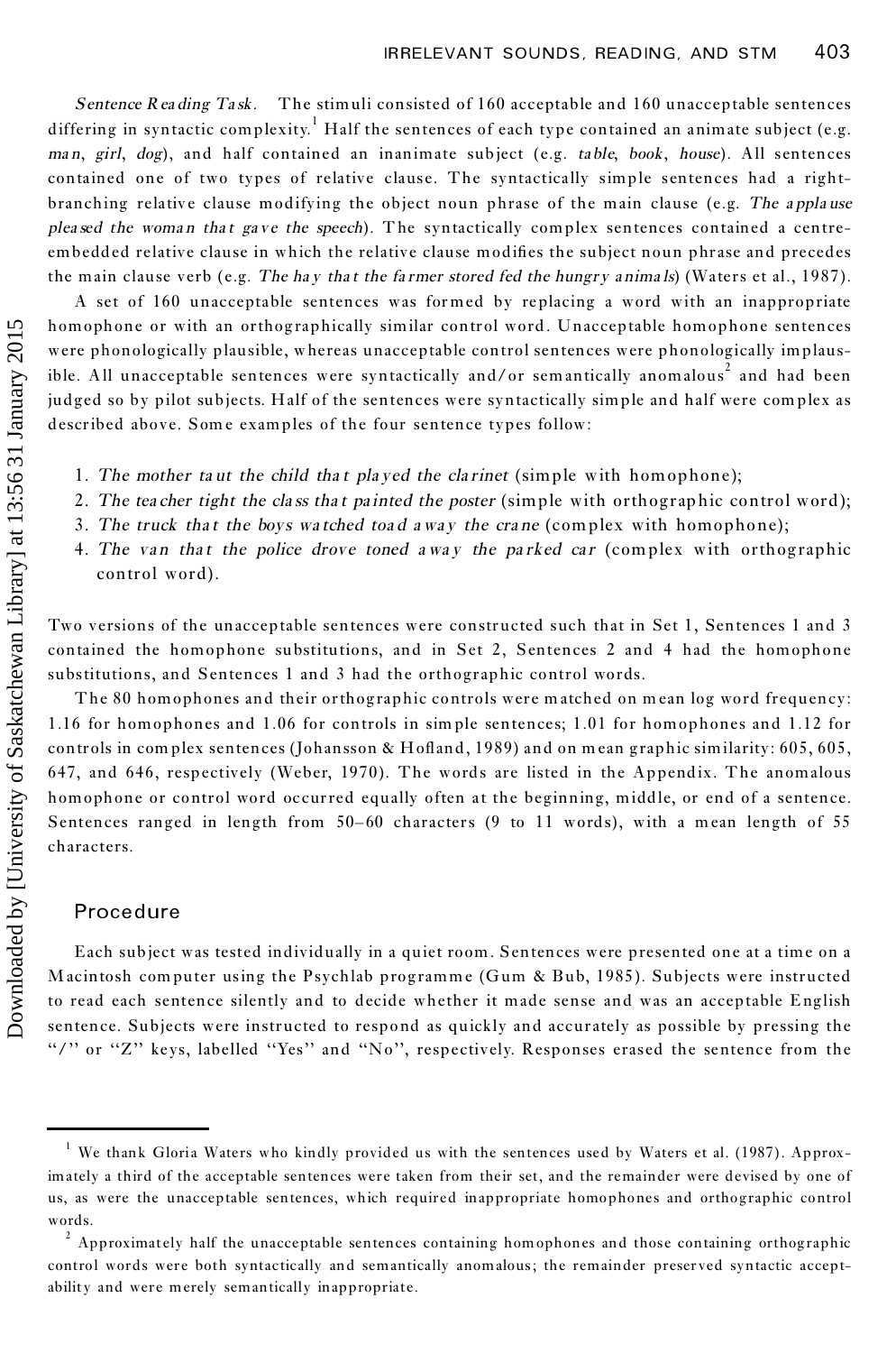*Sentence Reading Task*. The stimuli consisted of 160 acceptable and 160 unacceptable sentences differing in syntactic complexity.[1] Half the sentences of each type contained an animate subject (e.g. *man*, *girl*, *dog*), and half contained an inanimate subject (e.g. *table*, *book*, *house*). All sentences contained one of two types of relative clause. The syntactically simple sentences had a right-branching relative clause modifying the object noun phrase of the main clause (e.g. *The applause pleased the woman that gave the speech*). The syntactically complex sentences contained a centre-embedded relative clause in which the relative clause modifies the subject noun phrase and precedes the main clause verb (e.g. *The hay that the farmer stored fed the hungry animals*) (Waters et al., 1987).

A set of 160 unacceptable sentences was formed by replacing a word with an inappropriate homophone or with an orthographically similar control word. Unacceptable homophone sentences were phonologically plausible, whereas unacceptable control sentences were phonologically implausible. All unacceptable sentences were syntactically and/or semantically anomalous[2] and had been judged so by pilot subjects. Half of the sentences were syntactically simple and half were complex as described above. Some examples of the four sentence types follow:

1. *The mother taut the child that played the clarinet* (simple with homophone);
2. *The teacher tight the class that painted the poster* (simple with orthographic control word);
3. *The truck that the boys watched toad away the crane* (complex with homophone);
4. *The van that the police drove toned away the parked car* (complex with orthographic control word).

Two versions of the unacceptable sentences were constructed such that in Set 1, Sentences 1 and 3 contained the homophone substitutions, and in Set 2, Sentences 2 and 4 had the homophone substitutions, and Sentences 1 and 3 had the orthographic control words.

The 80 homophones and their orthographic controls were matched on mean log word frequency: 1.16 for homophones and 1.06 for controls in simple sentences; 1.01 for homophones and 1.12 for controls in complex sentences (Johansson & Hofland, 1989) and on mean graphic similarity: 605, 605, 647, and 646, respectively (Weber, 1970). The words are listed in the Appendix. The anomalous homophone or control word occurred equally often at the beginning, middle, or end of a sentence. Sentences ranged in length from 50–60 characters (9 to 11 words), with a mean length of 55 characters.

## Procedure

Each subject was tested individually in a quiet room. Sentences were presented one at a time on a Macintosh computer using the Psychlab programme (Gum & Bub, 1985). Subjects were instructed to read each sentence silently and to decide whether it made sense and was an acceptable English sentence. Subjects were instructed to respond as quickly and accurately as possible by pressing the "/" or "Z" keys, labelled "Yes" and "No", respectively. Responses erased the sentence from the

---

[1] We thank Gloria Waters who kindly provided us with the sentences used by Waters et al. (1987). Approximately a third of the acceptable sentences were taken from their set, and the remainder were devised by one of us, as were the unacceptable sentences, which required inappropriate homophones and orthographic control words.

[2] Approximately half the unacceptable sentences containing homophones and those containing orthographic control words were both syntactically and semantically anomalous; the remainder preserved syntactic acceptability and were merely semantically inappropriate.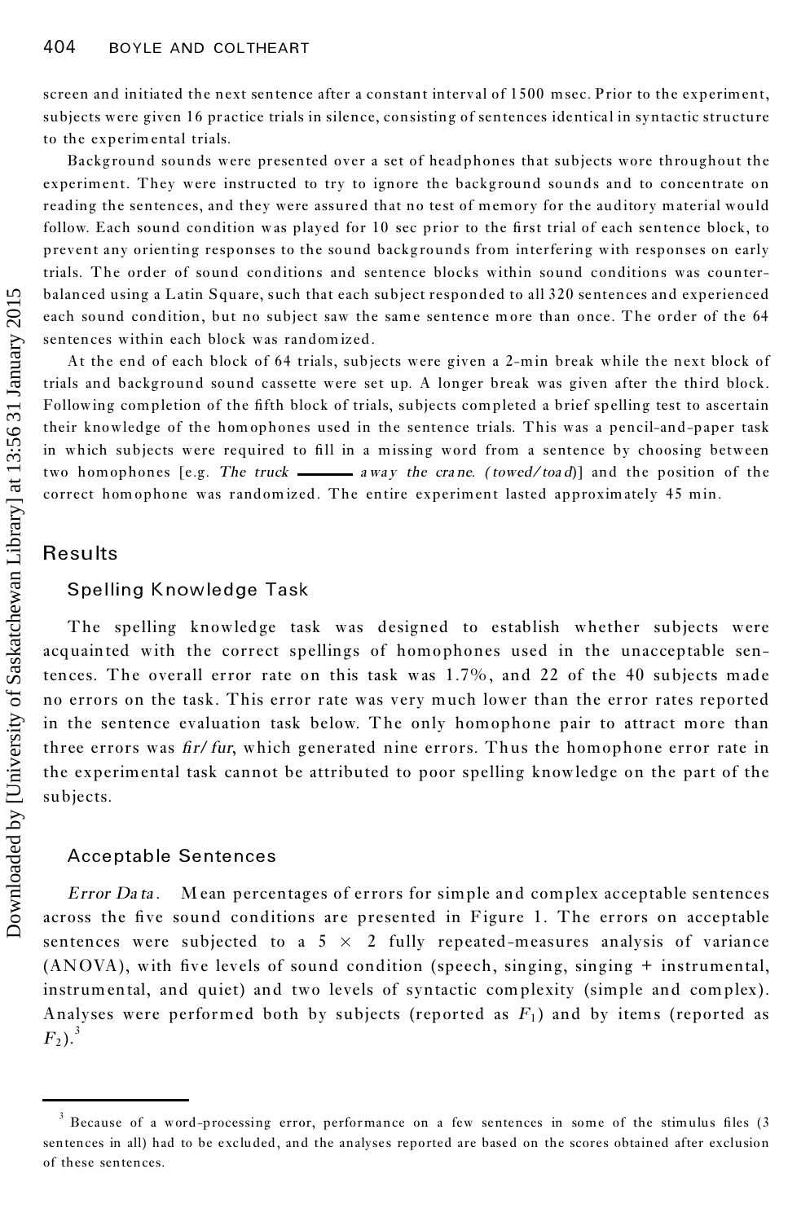screen and initiated the next sentence after a constant interval of 1500 msec. Prior to the experiment, subjects were given 16 practice trials in silence, consisting of sentences identical in syntactic structure to the experimental trials.

Background sounds were presented over a set of headphones that subjects wore throughout the experiment. They were instructed to try to ignore the background sounds and to concentrate on reading the sentences, and they were assured that no test of memory for the auditory material would follow. Each sound condition was played for 10 sec prior to the first trial of each sentence block, to prevent any orienting responses to the sound backgrounds from interfering with responses on early trials. The order of sound conditions and sentence blocks within sound conditions was counterbalanced using a Latin Square, such that each subject responded to all 320 sentences and experienced each sound condition, but no subject saw the same sentence more than once. The order of the 64 sentences within each block was randomized.

At the end of each block of 64 trials, subjects were given a 2-min break while the next block of trials and background sound cassette were set up. A longer break was given after the third block. Following completion of the fifth block of trials, subjects completed a brief spelling test to ascertain their knowledge of the homophones used in the sentence trials. This was a pencil-and-paper task in which subjects were required to fill in a missing word from a sentence by choosing between two homophones [e.g. *The truck* ______ *away the crane. (towed/toad)*] and the position of the correct homophone was randomized. The entire experiment lasted approximately 45 min.

## Results

### Spelling Knowledge Task

The spelling knowledge task was designed to establish whether subjects were acquainted with the correct spellings of homophones used in the unacceptable sentences. The overall error rate on this task was 1.7%, and 22 of the 40 subjects made no errors on the task. This error rate was very much lower than the error rates reported in the sentence evaluation task below. The only homophone pair to attract more than three errors was *fir/fur*, which generated nine errors. Thus the homophone error rate in the experimental task cannot be attributed to poor spelling knowledge on the part of the subjects.

### Acceptable Sentences

*Error Data*. Mean percentages of errors for simple and complex acceptable sentences across the five sound conditions are presented in Figure 1. The errors on acceptable sentences were subjected to a 5 × 2 fully repeated-measures analysis of variance (ANOVA), with five levels of sound condition (speech, singing, singing + instrumental, instrumental, and quiet) and two levels of syntactic complexity (simple and complex). Analyses were performed both by subjects (reported as $F_1$) and by items (reported as $F_2$).[3]

[3] Because of a word-processing error, performance on a few sentences in some of the stimulus files (3 sentences in all) had to be excluded, and the analyses reported are based on the scores obtained after exclusion of these sentences.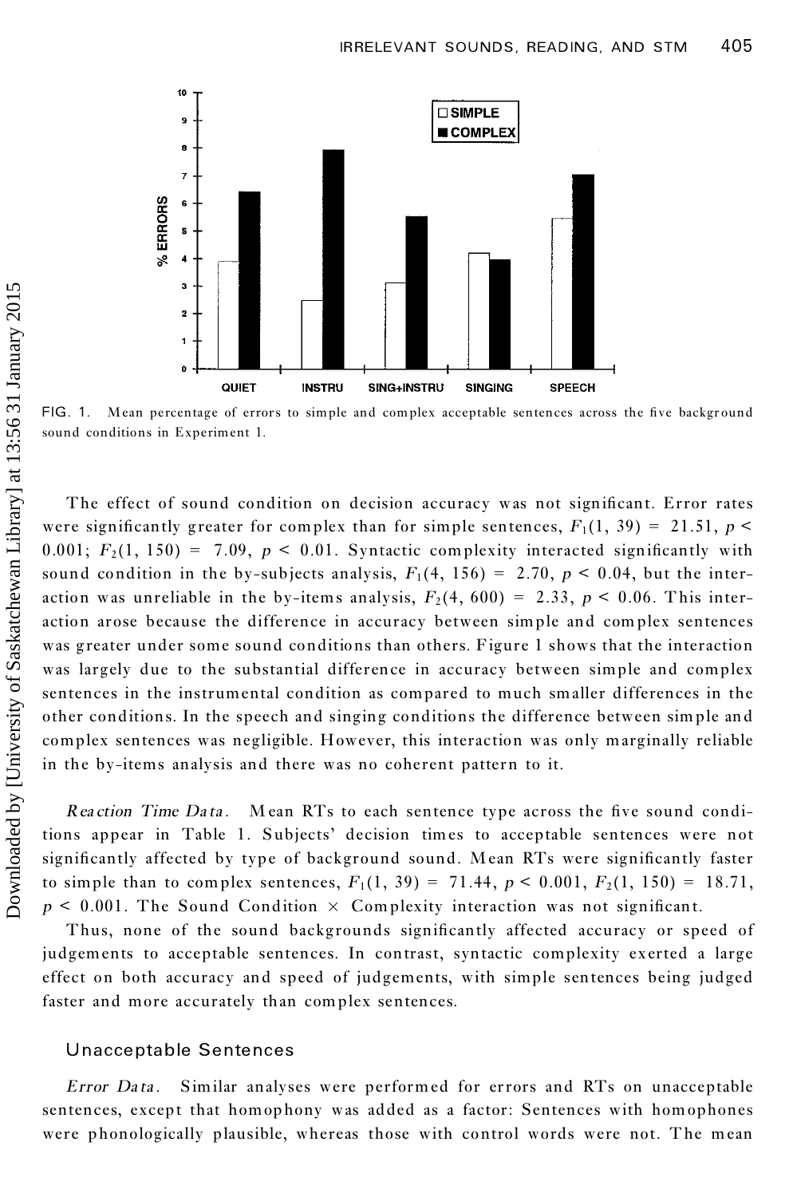FIG. 1. Mean percentage of errors to simple and complex acceptable sentences across the five background sound conditions in Experiment 1.

The effect of sound condition on decision accuracy was not significant. Error rates were significantly greater for complex than for simple sentences, $F_1(1, 39) = 21.51$, $p < 0.001$; $F_2(1, 150) = 7.09$, $p < 0.01$. Syntactic complexity interacted significantly with sound condition in the by-subjects analysis, $F_1(4, 156) = 2.70$, $p < 0.04$, but the interaction was unreliable in the by-items analysis, $F_2(4, 600) = 2.33$, $p < 0.06$. This interaction arose because the difference in accuracy between simple and complex sentences was greater under some sound conditions than others. Figure 1 shows that the interaction was largely due to the substantial difference in accuracy between simple and complex sentences in the instrumental condition as compared to much smaller differences in the other conditions. In the speech and singing conditions the difference between simple and complex sentences was negligible. However, this interaction was only marginally reliable in the by-items analysis and there was no coherent pattern to it.

*Reaction Time Data*. Mean RTs to each sentence type across the five sound conditions appear in Table 1. Subjects' decision times to acceptable sentences were not significantly affected by type of background sound. Mean RTs were significantly faster to simple than to complex sentences, $F_1(1, 39) = 71.44$, $p < 0.001$, $F_2(1, 150) = 18.71$, $p < 0.001$. The Sound Condition $\times$ Complexity interaction was not significant.

Thus, none of the sound backgrounds significantly affected accuracy or speed of judgements to acceptable sentences. In contrast, syntactic complexity exerted a large effect on both accuracy and speed of judgements, with simple sentences being judged faster and more accurately than complex sentences.

## Unacceptable Sentences

*Error Data*. Similar analyses were performed for errors and RTs on unacceptable sentences, except that homophony was added as a factor: Sentences with homophones were phonologically plausible, whereas those with control words were not. The mean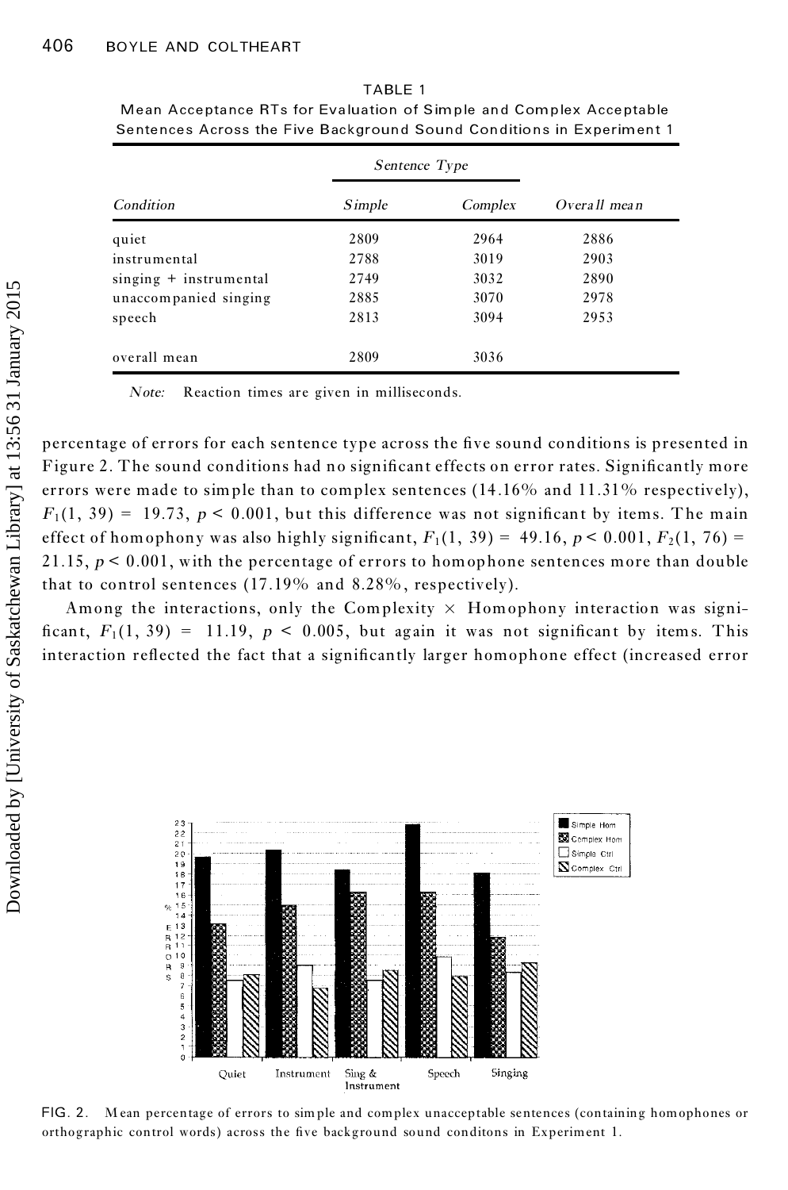TABLE 1
Mean Acceptance RTs for Evaluation of Simple and Complex Acceptable Sentences Across the Five Background Sound Conditions in Experiment 1

| | *Sentence Type* | | |
|---|---|---|---|
| *Condition* | *Simple* | *Complex* | *Overall mean* |
| quiet | 2809 | 2964 | 2886 |
| instrumental | 2788 | 3019 | 2903 |
| singing + instrumental | 2749 | 3032 | 2890 |
| unaccompanied singing | 2885 | 3070 | 2978 |
| speech | 2813 | 3094 | 2953 |
| overall mean | 2809 | 3036 | |

*Note:* Reaction times are given in milliseconds.

percentage of errors for each sentence type across the five sound conditions is presented in Figure 2. The sound conditions had no significant effects on error rates. Significantly more errors were made to simple than to complex sentences (14.16% and 11.31% respectively), $F_1(1, 39) = 19.73$, $p < 0.001$, but this difference was not significant by items. The main effect of homophony was also highly significant, $F_1(1, 39) = 49.16$, $p < 0.001$, $F_2(1, 76) = 21.15$, $p < 0.001$, with the percentage of errors to homophone sentences more than double that to control sentences (17.19% and 8.28%, respectively).

Among the interactions, only the Complexity × Homophony interaction was significant, $F_1(1, 39) = 11.19$, $p < 0.005$, but again it was not significant by items. This interaction reflected the fact that a significantly larger homophone effect (increased error

FIG. 2. Mean percentage of errors to simple and complex unacceptable sentences (containing homophones or orthographic control words) across the five background sound conditons in Experiment 1.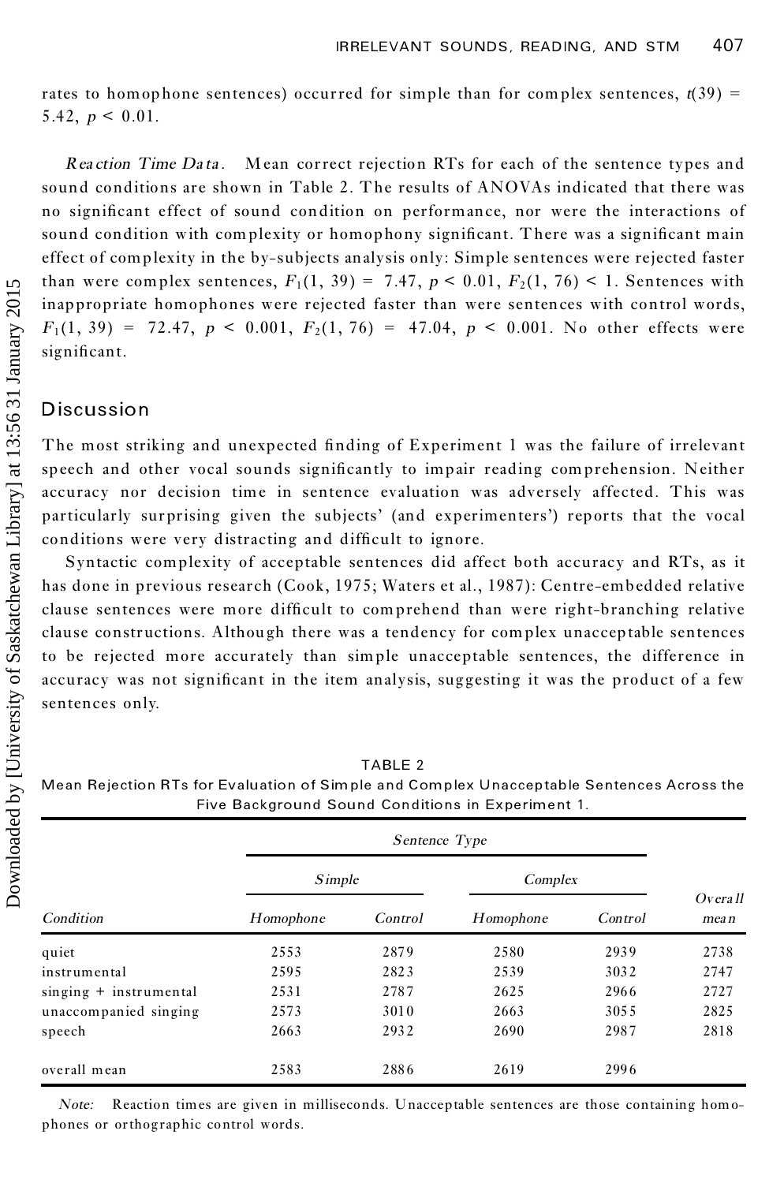rates to homophone sentences) occurred for simple than for complex sentences, $t(39) = 5.42$, $p < 0.01$.

*Reaction Time Data.* Mean correct rejection RTs for each of the sentence types and sound conditions are shown in Table 2. The results of ANOVAs indicated that there was no significant effect of sound condition on performance, nor were the interactions of sound condition with complexity or homophony significant. There was a significant main effect of complexity in the by-subjects analysis only: Simple sentences were rejected faster than were complex sentences, $F_1(1, 39) = 7.47$, $p < 0.01$, $F_2(1, 76) < 1$. Sentences with inappropriate homophones were rejected faster than were sentences with control words, $F_1(1, 39) = 72.47$, $p < 0.001$, $F_2(1, 76) = 47.04$, $p < 0.001$. No other effects were significant.

## Discussion

The most striking and unexpected finding of Experiment 1 was the failure of irrelevant speech and other vocal sounds significantly to impair reading comprehension. Neither accuracy nor decision time in sentence evaluation was adversely affected. This was particularly surprising given the subjects' (and experimenters') reports that the vocal conditions were very distracting and difficult to ignore.

Syntactic complexity of acceptable sentences did affect both accuracy and RTs, as it has done in previous research (Cook, 1975; Waters et al., 1987): Centre-embedded relative clause sentences were more difficult to comprehend than were right-branching relative clause constructions. Although there was a tendency for complex unacceptable sentences to be rejected more accurately than simple unacceptable sentences, the difference in accuracy was not significant in the item analysis, suggesting it was the product of a few sentences only.

TABLE 2
Mean Rejection RTs for Evaluation of Simple and Complex Unacceptable Sentences Across the Five Background Sound Conditions in Experiment 1.

| | Sentence Type | | | | |
|---|---|---|---|---|---|
| | Simple | | Complex | | |
| Condition | Homophone | Control | Homophone | Control | Overall mean |
| quiet | 2553 | 2879 | 2580 | 2939 | 2738 |
| instrumental | 2595 | 2823 | 2539 | 3032 | 2747 |
| singing + instrumental | 2531 | 2787 | 2625 | 2966 | 2727 |
| unaccompanied singing | 2573 | 3010 | 2663 | 3055 | 2825 |
| speech | 2663 | 2932 | 2690 | 2987 | 2818 |
| overall mean | 2583 | 2886 | 2619 | 2996 | |

*Note:* Reaction times are given in milliseconds. Unacceptable sentences are those containing homophones or orthographic control words.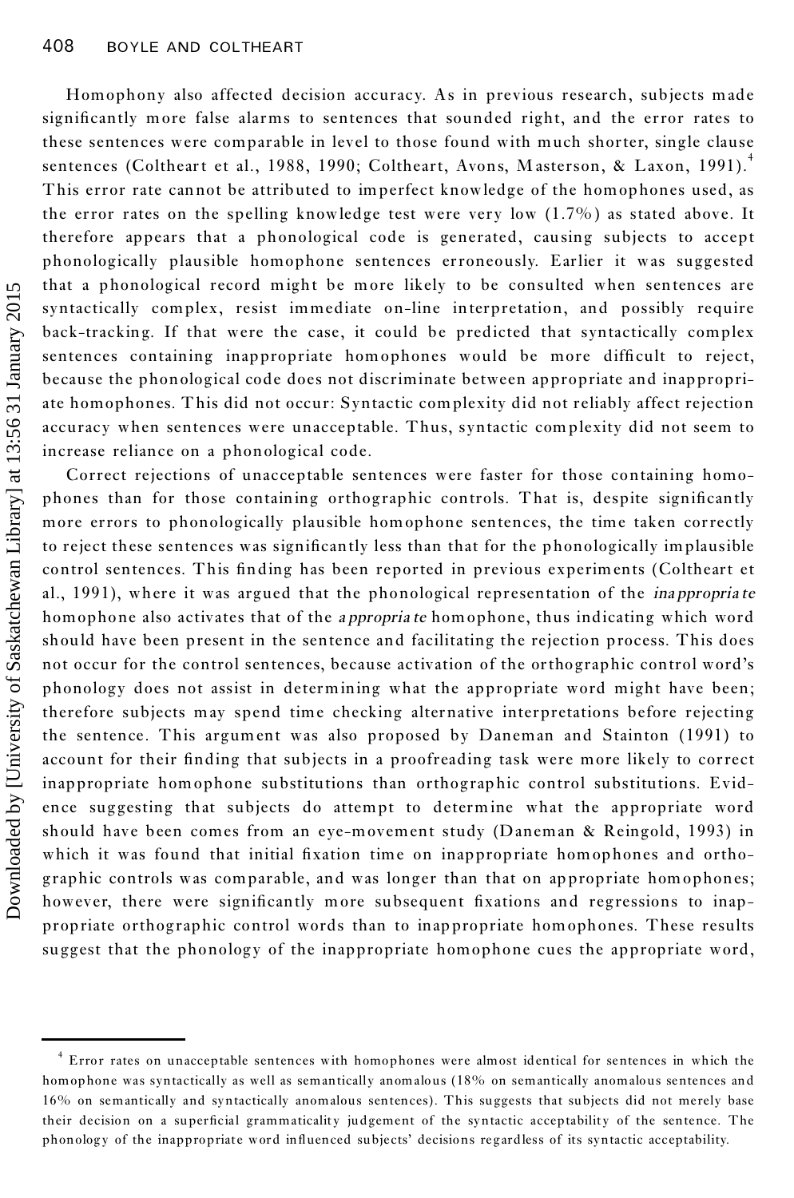Homophony also affected decision accuracy. As in previous research, subjects made significantly more false alarms to sentences that sounded right, and the error rates to these sentences were comparable in level to those found with much shorter, single clause sentences (Coltheart et al., 1988, 1990; Coltheart, Avons, Masterson, & Laxon, 1991).[4] This error rate cannot be attributed to imperfect knowledge of the homophones used, as the error rates on the spelling knowledge test were very low (1.7%) as stated above. It therefore appears that a phonological code is generated, causing subjects to accept phonologically plausible homophone sentences erroneously. Earlier it was suggested that a phonological record might be more likely to be consulted when sentences are syntactically complex, resist immediate on-line interpretation, and possibly require back-tracking. If that were the case, it could be predicted that syntactically complex sentences containing inappropriate homophones would be more difficult to reject, because the phonological code does not discriminate between appropriate and inappropriate homophones. This did not occur: Syntactic complexity did not reliably affect rejection accuracy when sentences were unacceptable. Thus, syntactic complexity did not seem to increase reliance on a phonological code.

Correct rejections of unacceptable sentences were faster for those containing homophones than for those containing orthographic controls. That is, despite significantly more errors to phonologically plausible homophone sentences, the time taken correctly to reject these sentences was significantly less than that for the phonologically implausible control sentences. This finding has been reported in previous experiments (Coltheart et al., 1991), where it was argued that the phonological representation of the *inappropriate* homophone also activates that of the *appropriate* homophone, thus indicating which word should have been present in the sentence and facilitating the rejection process. This does not occur for the control sentences, because activation of the orthographic control word's phonology does not assist in determining what the appropriate word might have been; therefore subjects may spend time checking alternative interpretations before rejecting the sentence. This argument was also proposed by Daneman and Stainton (1991) to account for their finding that subjects in a proofreading task were more likely to correct inappropriate homophone substitutions than orthographic control substitutions. Evidence suggesting that subjects do attempt to determine what the appropriate word should have been comes from an eye-movement study (Daneman & Reingold, 1993) in which it was found that initial fixation time on inappropriate homophones and orthographic controls was comparable, and was longer than that on appropriate homophones; however, there were significantly more subsequent fixations and regressions to inappropriate orthographic control words than to inappropriate homophones. These results suggest that the phonology of the inappropriate homophone cues the appropriate word,

---

[4] Error rates on unacceptable sentences with homophones were almost identical for sentences in which the homophone was syntactically as well as semantically anomalous (18% on semantically anomalous sentences and 16% on semantically and syntactically anomalous sentences). This suggests that subjects did not merely base their decision on a superficial grammaticality judgement of the syntactic acceptability of the sentence. The phonology of the inappropriate word influenced subjects' decisions regardless of its syntactic acceptability.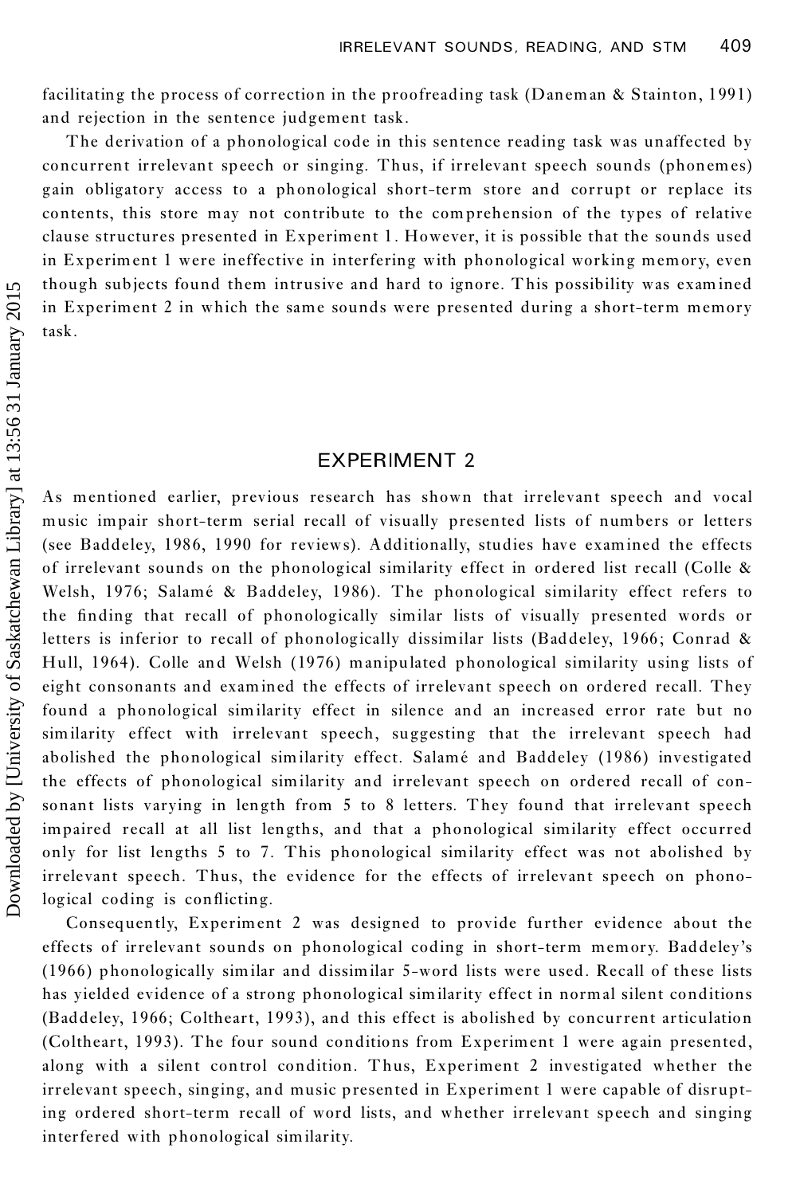facilitating the process of correction in the proofreading task (Daneman & Stainton, 1991) and rejection in the sentence judgement task.

The derivation of a phonological code in this sentence reading task was unaffected by concurrent irrelevant speech or singing. Thus, if irrelevant speech sounds (phonemes) gain obligatory access to a phonological short-term store and corrupt or replace its contents, this store may not contribute to the comprehension of the types of relative clause structures presented in Experiment 1. However, it is possible that the sounds used in Experiment 1 were ineffective in interfering with phonological working memory, even though subjects found them intrusive and hard to ignore. This possibility was examined in Experiment 2 in which the same sounds were presented during a short-term memory task.

## EXPERIMENT 2

As mentioned earlier, previous research has shown that irrelevant speech and vocal music impair short-term serial recall of visually presented lists of numbers or letters (see Baddeley, 1986, 1990 for reviews). Additionally, studies have examined the effects of irrelevant sounds on the phonological similarity effect in ordered list recall (Colle & Welsh, 1976; Salamé & Baddeley, 1986). The phonological similarity effect refers to the finding that recall of phonologically similar lists of visually presented words or letters is inferior to recall of phonologically dissimilar lists (Baddeley, 1966; Conrad & Hull, 1964). Colle and Welsh (1976) manipulated phonological similarity using lists of eight consonants and examined the effects of irrelevant speech on ordered recall. They found a phonological similarity effect in silence and an increased error rate but no similarity effect with irrelevant speech, suggesting that the irrelevant speech had abolished the phonological similarity effect. Salamé and Baddeley (1986) investigated the effects of phonological similarity and irrelevant speech on ordered recall of consonant lists varying in length from 5 to 8 letters. They found that irrelevant speech impaired recall at all list lengths, and that a phonological similarity effect occurred only for list lengths 5 to 7. This phonological similarity effect was not abolished by irrelevant speech. Thus, the evidence for the effects of irrelevant speech on phonological coding is conflicting.

Consequently, Experiment 2 was designed to provide further evidence about the effects of irrelevant sounds on phonological coding in short-term memory. Baddeley's (1966) phonologically similar and dissimilar 5-word lists were used. Recall of these lists has yielded evidence of a strong phonological similarity effect in normal silent conditions (Baddeley, 1966; Coltheart, 1993), and this effect is abolished by concurrent articulation (Coltheart, 1993). The four sound conditions from Experiment 1 were again presented, along with a silent control condition. Thus, Experiment 2 investigated whether the irrelevant speech, singing, and music presented in Experiment 1 were capable of disrupting ordered short-term recall of word lists, and whether irrelevant speech and singing interfered with phonological similarity.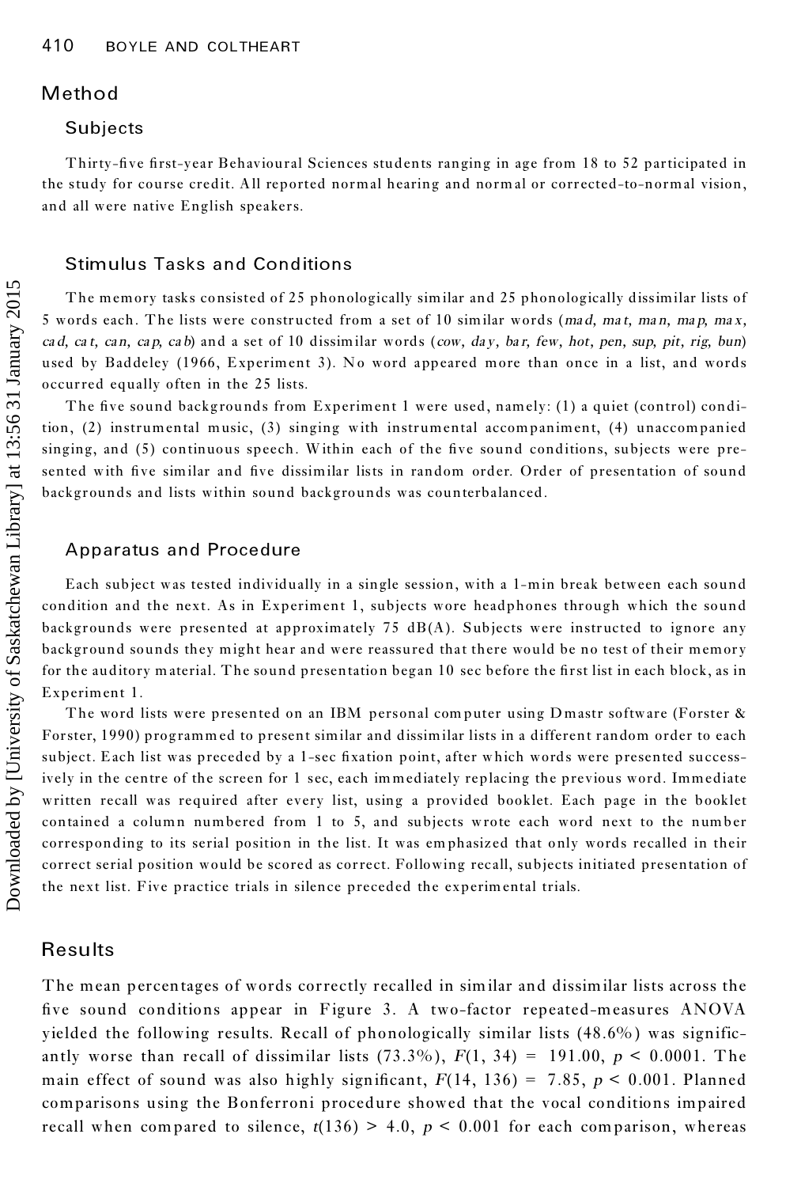## Method

### Subjects

Thirty-five first-year Behavioural Sciences students ranging in age from 18 to 52 participated in the study for course credit. All reported normal hearing and normal or corrected-to-normal vision, and all were native English speakers.

### Stimulus Tasks and Conditions

The memory tasks consisted of 25 phonologically similar and 25 phonologically dissimilar lists of 5 words each. The lists were constructed from a set of 10 similar words (*mad, mat, man, map, max, cad, cat, can, cap, cab*) and a set of 10 dissimilar words (*cow, day, bar, few, hot, pen, sup, pit, rig, bun*) used by Baddeley (1966, Experiment 3). No word appeared more than once in a list, and words occurred equally often in the 25 lists.

The five sound backgrounds from Experiment 1 were used, namely: (1) a quiet (control) condition, (2) instrumental music, (3) singing with instrumental accompaniment, (4) unaccompanied singing, and (5) continuous speech. Within each of the five sound conditions, subjects were presented with five similar and five dissimilar lists in random order. Order of presentation of sound backgrounds and lists within sound backgrounds was counterbalanced.

### Apparatus and Procedure

Each subject was tested individually in a single session, with a 1-min break between each sound condition and the next. As in Experiment 1, subjects wore headphones through which the sound backgrounds were presented at approximately 75 dB(A). Subjects were instructed to ignore any background sounds they might hear and were reassured that there would be no test of their memory for the auditory material. The sound presentation began 10 sec before the first list in each block, as in Experiment 1.

The word lists were presented on an IBM personal computer using Dmastr software (Forster & Forster, 1990) programmed to present similar and dissimilar lists in a different random order to each subject. Each list was preceded by a 1-sec fixation point, after which words were presented successively in the centre of the screen for 1 sec, each immediately replacing the previous word. Immediate written recall was required after every list, using a provided booklet. Each page in the booklet contained a column numbered from 1 to 5, and subjects wrote each word next to the number corresponding to its serial position in the list. It was emphasized that only words recalled in their correct serial position would be scored as correct. Following recall, subjects initiated presentation of the next list. Five practice trials in silence preceded the experimental trials.

## Results

The mean percentages of words correctly recalled in similar and dissimilar lists across the five sound conditions appear in Figure 3. A two-factor repeated-measures ANOVA yielded the following results. Recall of phonologically similar lists (48.6%) was significantly worse than recall of dissimilar lists (73.3%), $F(1, 34) = 191.00$, $p < 0.0001$. The main effect of sound was also highly significant, $F(14, 136) = 7.85$, $p < 0.001$. Planned comparisons using the Bonferroni procedure showed that the vocal conditions impaired recall when compared to silence, $t(136) > 4.0$, $p < 0.001$ for each comparison, whereas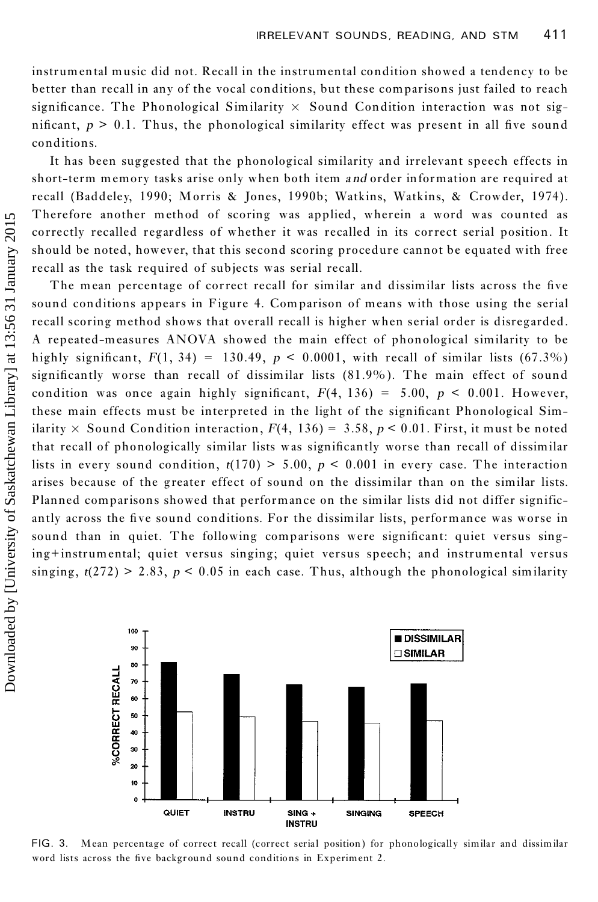instrumental music did not. Recall in the instrumental condition showed a tendency to be better than recall in any of the vocal conditions, but these comparisons just failed to reach significance. The Phonological Similarity × Sound Condition interaction was not significant, $p > 0.1$. Thus, the phonological similarity effect was present in all five sound conditions.

It has been suggested that the phonological similarity and irrelevant speech effects in short-term memory tasks arise only when both item *and* order information are required at recall (Baddeley, 1990; Morris & Jones, 1990b; Watkins, Watkins, & Crowder, 1974). Therefore another method of scoring was applied, wherein a word was counted as correctly recalled regardless of whether it was recalled in its correct serial position. It should be noted, however, that this second scoring procedure cannot be equated with free recall as the task required of subjects was serial recall.

The mean percentage of correct recall for similar and dissimilar lists across the five sound conditions appears in Figure 4. Comparison of means with those using the serial recall scoring method shows that overall recall is higher when serial order is disregarded. A repeated-measures ANOVA showed the main effect of phonological similarity to be highly significant, $F(1, 34) = 130.49$, $p < 0.0001$, with recall of similar lists (67.3%) significantly worse than recall of dissimilar lists (81.9%). The main effect of sound condition was once again highly significant, $F(4, 136) = 5.00$, $p < 0.001$. However, these main effects must be interpreted in the light of the significant Phonological Similarity × Sound Condition interaction, $F(4, 136) = 3.58$, $p < 0.01$. First, it must be noted that recall of phonologically similar lists was significantly worse than recall of dissimilar lists in every sound condition, $t(170) > 5.00$, $p < 0.001$ in every case. The interaction arises because of the greater effect of sound on the dissimilar than on the similar lists. Planned comparisons showed that performance on the similar lists did not differ significantly across the five sound conditions. For the dissimilar lists, performance was worse in sound than in quiet. The following comparisons were significant: quiet versus singing+instrumental; quiet versus singing; quiet versus speech; and instrumental versus singing, $t(272) > 2.83$, $p < 0.05$ in each case. Thus, although the phonological similarity

FIG. 3. Mean percentage of correct recall (correct serial position) for phonologically similar and dissimilar word lists across the five background sound conditions in Experiment 2.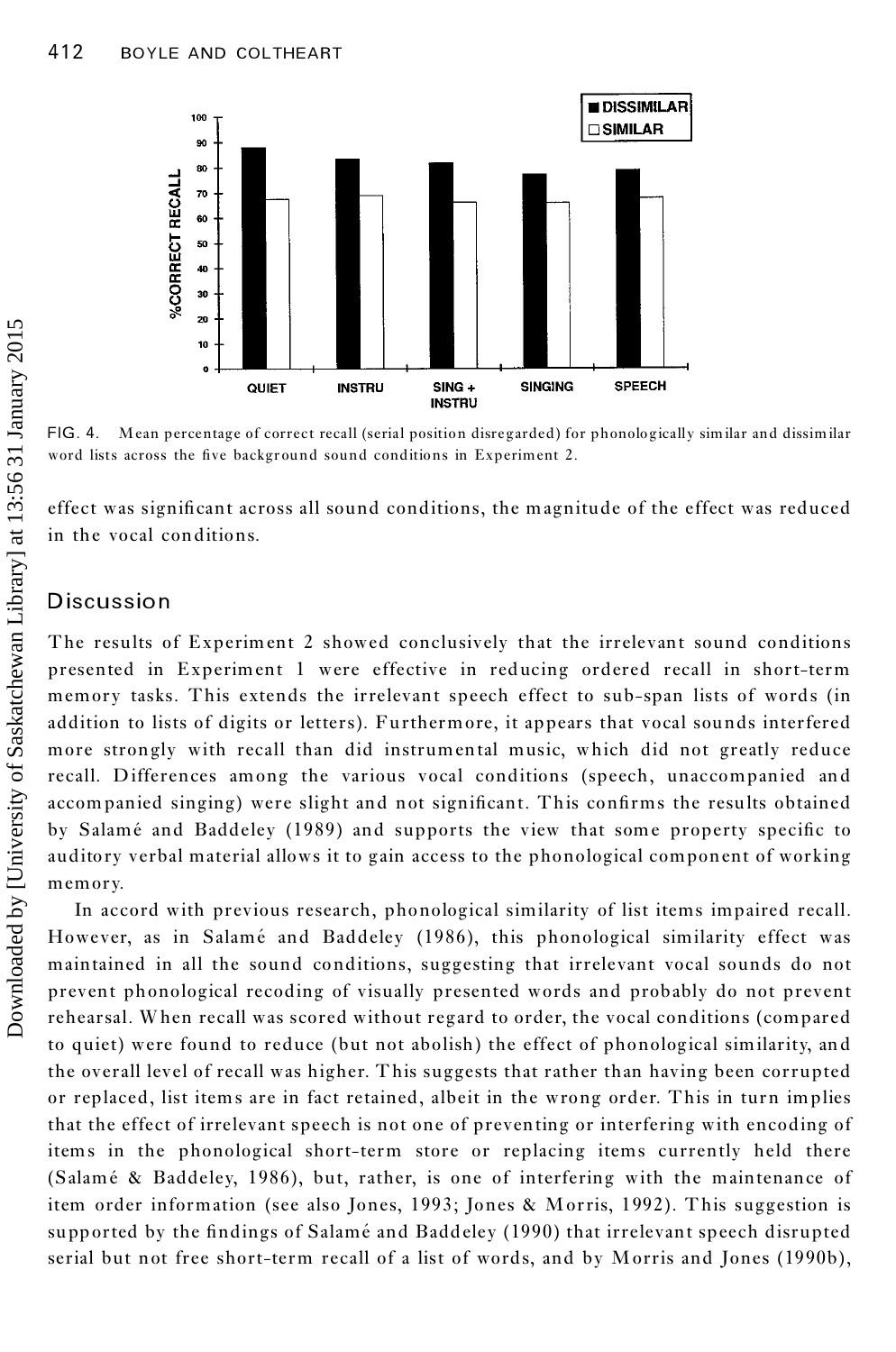FIG. 4. Mean percentage of correct recall (serial position disregarded) for phonologically similar and dissimilar word lists across the five background sound conditions in Experiment 2.

effect was significant across all sound conditions, the magnitude of the effect was reduced in the vocal conditions.

## Discussion

The results of Experiment 2 showed conclusively that the irrelevant sound conditions presented in Experiment 1 were effective in reducing ordered recall in short-term memory tasks. This extends the irrelevant speech effect to sub-span lists of words (in addition to lists of digits or letters). Furthermore, it appears that vocal sounds interfered more strongly with recall than did instrumental music, which did not greatly reduce recall. Differences among the various vocal conditions (speech, unaccompanied and accompanied singing) were slight and not significant. This confirms the results obtained by Salamé and Baddeley (1989) and supports the view that some property specific to auditory verbal material allows it to gain access to the phonological component of working memory.

In accord with previous research, phonological similarity of list items impaired recall. However, as in Salamé and Baddeley (1986), this phonological similarity effect was maintained in all the sound conditions, suggesting that irrelevant vocal sounds do not prevent phonological recoding of visually presented words and probably do not prevent rehearsal. When recall was scored without regard to order, the vocal conditions (compared to quiet) were found to reduce (but not abolish) the effect of phonological similarity, and the overall level of recall was higher. This suggests that rather than having been corrupted or replaced, list items are in fact retained, albeit in the wrong order. This in turn implies that the effect of irrelevant speech is not one of preventing or interfering with encoding of items in the phonological short-term store or replacing items currently held there (Salamé & Baddeley, 1986), but, rather, is one of interfering with the maintenance of item order information (see also Jones, 1993; Jones & Morris, 1992). This suggestion is supported by the findings of Salamé and Baddeley (1990) that irrelevant speech disrupted serial but not free short-term recall of a list of words, and by Morris and Jones (1990b),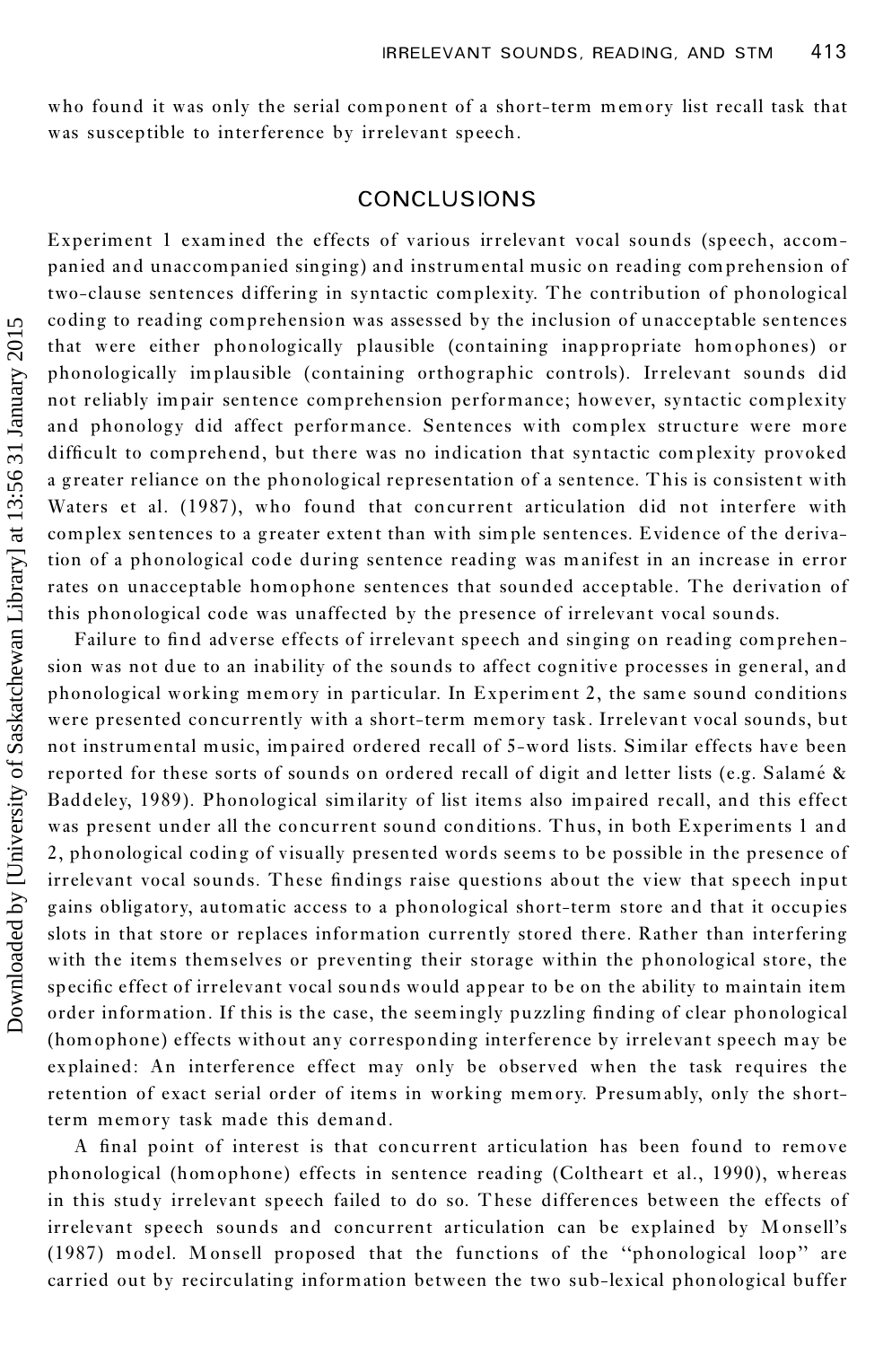who found it was only the serial component of a short-term memory list recall task that was susceptible to interference by irrelevant speech.

## CONCLUSIONS

Experiment 1 examined the effects of various irrelevant vocal sounds (speech, accompanied and unaccompanied singing) and instrumental music on reading comprehension of two-clause sentences differing in syntactic complexity. The contribution of phonological coding to reading comprehension was assessed by the inclusion of unacceptable sentences that were either phonologically plausible (containing inappropriate homophones) or phonologically implausible (containing orthographic controls). Irrelevant sounds did not reliably impair sentence comprehension performance; however, syntactic complexity and phonology did affect performance. Sentences with complex structure were more difficult to comprehend, but there was no indication that syntactic complexity provoked a greater reliance on the phonological representation of a sentence. This is consistent with Waters et al. (1987), who found that concurrent articulation did not interfere with complex sentences to a greater extent than with simple sentences. Evidence of the derivation of a phonological code during sentence reading was manifest in an increase in error rates on unacceptable homophone sentences that sounded acceptable. The derivation of this phonological code was unaffected by the presence of irrelevant vocal sounds.

Failure to find adverse effects of irrelevant speech and singing on reading comprehension was not due to an inability of the sounds to affect cognitive processes in general, and phonological working memory in particular. In Experiment 2, the same sound conditions were presented concurrently with a short-term memory task. Irrelevant vocal sounds, but not instrumental music, impaired ordered recall of 5-word lists. Similar effects have been reported for these sorts of sounds on ordered recall of digit and letter lists (e.g. Salamé & Baddeley, 1989). Phonological similarity of list items also impaired recall, and this effect was present under all the concurrent sound conditions. Thus, in both Experiments 1 and 2, phonological coding of visually presented words seems to be possible in the presence of irrelevant vocal sounds. These findings raise questions about the view that speech input gains obligatory, automatic access to a phonological short-term store and that it occupies slots in that store or replaces information currently stored there. Rather than interfering with the items themselves or preventing their storage within the phonological store, the specific effect of irrelevant vocal sounds would appear to be on the ability to maintain item order information. If this is the case, the seemingly puzzling finding of clear phonological (homophone) effects without any corresponding interference by irrelevant speech may be explained: An interference effect may only be observed when the task requires the retention of exact serial order of items in working memory. Presumably, only the short-term memory task made this demand.

A final point of interest is that concurrent articulation has been found to remove phonological (homophone) effects in sentence reading (Coltheart et al., 1990), whereas in this study irrelevant speech failed to do so. These differences between the effects of irrelevant speech sounds and concurrent articulation can be explained by Monsell's (1987) model. Monsell proposed that the functions of the "phonological loop" are carried out by recirculating information between the two sub-lexical phonological buffer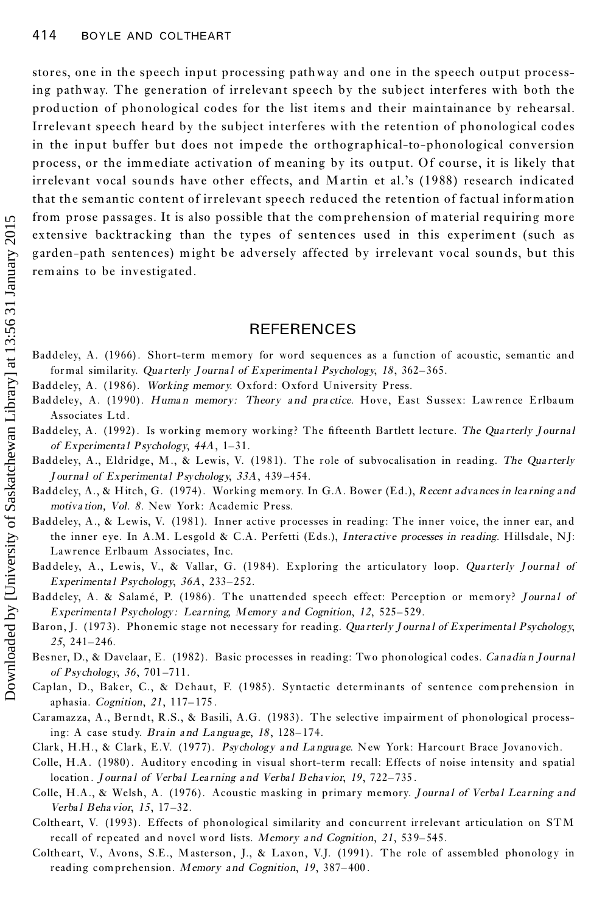stores, one in the speech input processing pathway and one in the speech output processing pathway. The generation of irrelevant speech by the subject interferes with both the production of phonological codes for the list items and their maintainance by rehearsal. Irrelevant speech heard by the subject interferes with the retention of phonological codes in the input buffer but does not impede the orthographical-to-phonological conversion process, or the immediate activation of meaning by its output. Of course, it is likely that irrelevant vocal sounds have other effects, and Martin et al.'s (1988) research indicated that the semantic content of irrelevant speech reduced the retention of factual information from prose passages. It is also possible that the comprehension of material requiring more extensive backtracking than the types of sentences used in this experiment (such as garden-path sentences) might be adversely affected by irrelevant vocal sounds, but this remains to be investigated.

## REFERENCES

Baddeley, A. (1966). Short-term memory for word sequences as a function of acoustic, semantic and formal similarity. *Quarterly Journal of Experimental Psychology*, *18*, 362–365.

Baddeley, A. (1986). *Working memory*. Oxford: Oxford University Press.

Baddeley, A. (1990). *Human memory: Theory and practice*. Hove, East Sussex: Lawrence Erlbaum Associates Ltd.

Baddeley, A. (1992). Is working memory working? The fifteenth Bartlett lecture. *The Quarterly Journal of Experimental Psychology*, *44A*, 1–31.

Baddeley, A., Eldridge, M., & Lewis, V. (1981). The role of subvocalisation in reading. *The Quarterly Journal of Experimental Psychology*, *33A*, 439–454.

Baddeley, A., & Hitch, G. (1974). Working memory. In G.A. Bower (Ed.), *Recent advances in learning and motivation, Vol. 8*. New York: Academic Press.

Baddeley, A., & Lewis, V. (1981). Inner active processes in reading: The inner voice, the inner ear, and the inner eye. In A.M. Lesgold & C.A. Perfetti (Eds.), *Interactive processes in reading*. Hillsdale, NJ: Lawrence Erlbaum Associates, Inc.

Baddeley, A., Lewis, V., & Vallar, G. (1984). Exploring the articulatory loop. *Quarterly Journal of Experimental Psychology*, *36A*, 233–252.

Baddeley, A. & Salamé, P. (1986). The unattended speech effect: Perception or memory? *Journal of Experimental Psychology: Learning, Memory and Cognition*, *12*, 525–529.

Baron, J. (1973). Phonemic stage not necessary for reading. *Quarterly Journal of Experimental Psychology*, *25*, 241–246.

Besner, D., & Davelaar, E. (1982). Basic processes in reading: Two phonological codes. *Canadian Journal of Psychology*, *36*, 701–711.

Caplan, D., Baker, C., & Dehaut, F. (1985). Syntactic determinants of sentence comprehension in aphasia. *Cognition*, *21*, 117–175.

Caramazza, A., Berndt, R.S., & Basili, A.G. (1983). The selective impairment of phonological processing: A case study. *Brain and Language*, *18*, 128–174.

Clark, H.H., & Clark, E.V. (1977). *Psychology and Language*. New York: Harcourt Brace Jovanovich.

Colle, H.A. (1980). Auditory encoding in visual short-term recall: Effects of noise intensity and spatial location. *Journal of Verbal Learning and Verbal Behavior*, *19*, 722–735.

Colle, H.A., & Welsh, A. (1976). Acoustic masking in primary memory. *Journal of Verbal Learning and Verbal Behavior*, *15*, 17–32.

Coltheart, V. (1993). Effects of phonological similarity and concurrent irrelevant articulation on STM recall of repeated and novel word lists. *Memory and Cognition*, *21*, 539–545.

Coltheart, V., Avons, S.E., Masterson, J., & Laxon, V.J. (1991). The role of assembled phonology in reading comprehension. *Memory and Cognition*, *19*, 387–400.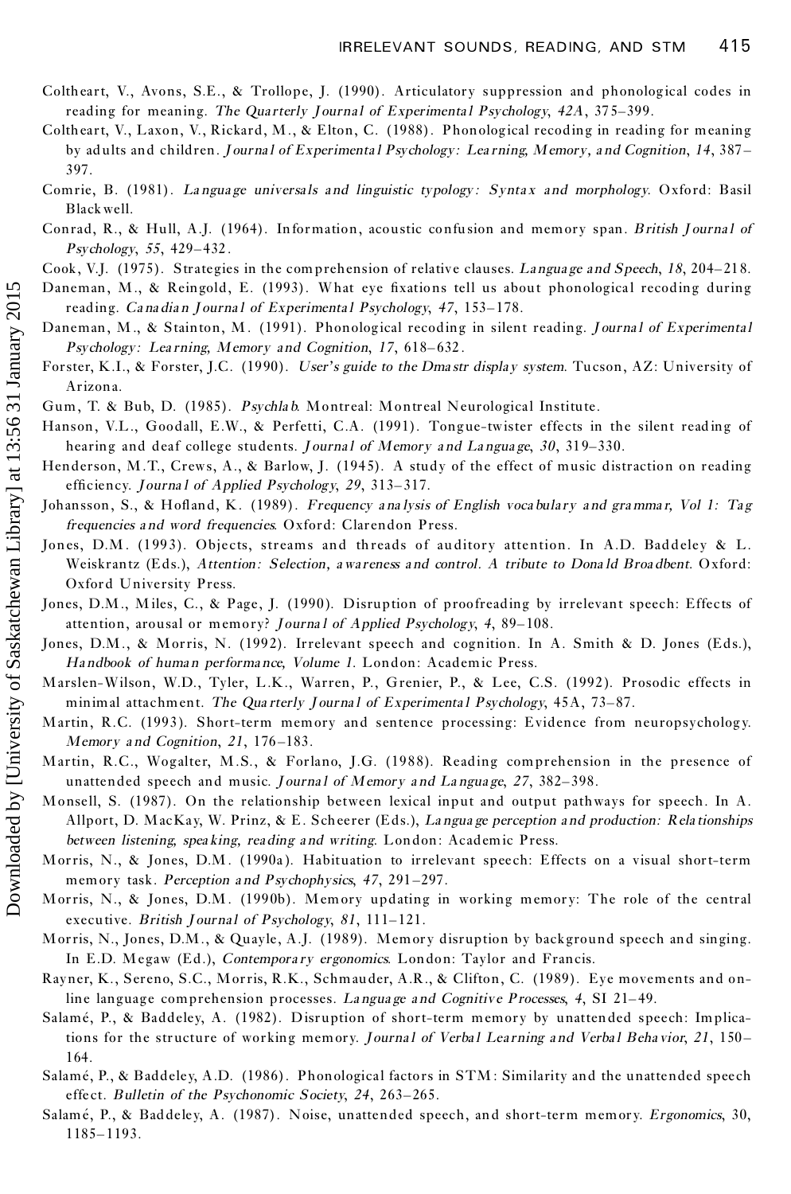Coltheart, V., Avons, S.E., & Trollope, J. (1990). Articulatory suppression and phonological codes in reading for meaning. *The Quarterly Journal of Experimental Psychology, 42A*, 375–399.

Coltheart, V., Laxon, V., Rickard, M., & Elton, C. (1988). Phonological recoding in reading for meaning by adults and children. *Journal of Experimental Psychology: Learning, Memory, and Cognition, 14*, 387–397.

Comrie, B. (1981). *Language universals and linguistic typology: Syntax and morphology*. Oxford: Basil Blackwell.

Conrad, R., & Hull, A.J. (1964). Information, acoustic confusion and memory span. *British Journal of Psychology, 55*, 429–432.

Cook, V.J. (1975). Strategies in the comprehension of relative clauses. *Language and Speech, 18*, 204–218.

Daneman, M., & Reingold, E. (1993). What eye fixations tell us about phonological recoding during reading. *Canadian Journal of Experimental Psychology, 47*, 153–178.

Daneman, M., & Stainton, M. (1991). Phonological recoding in silent reading. *Journal of Experimental Psychology: Learning, Memory and Cognition, 17*, 618–632.

Forster, K.I., & Forster, J.C. (1990). *User's guide to the Dmastr display system*. Tucson, AZ: University of Arizona.

Gum, T. & Bub, D. (1985). *Psychlab*. Montreal: Montreal Neurological Institute.

Hanson, V.L., Goodall, E.W., & Perfetti, C.A. (1991). Tongue-twister effects in the silent reading of hearing and deaf college students. *Journal of Memory and Language, 30*, 319–330.

Henderson, M.T., Crews, A., & Barlow, J. (1945). A study of the effect of music distraction on reading efficiency. *Journal of Applied Psychology, 29*, 313–317.

Johansson, S., & Hofland, K. (1989). *Frequency analysis of English vocabulary and grammar, Vol 1: Tag frequencies and word frequencies*. Oxford: Clarendon Press.

Jones, D.M. (1993). Objects, streams and threads of auditory attention. In A.D. Baddeley & L. Weiskrantz (Eds.), *Attention: Selection, awareness and control. A tribute to Donald Broadbent*. Oxford: Oxford University Press.

Jones, D.M., Miles, C., & Page, J. (1990). Disruption of proofreading by irrelevant speech: Effects of attention, arousal or memory? *Journal of Applied Psychology, 4*, 89–108.

Jones, D.M., & Morris, N. (1992). Irrelevant speech and cognition. In A. Smith & D. Jones (Eds.), *Handbook of human performance, Volume 1*. London: Academic Press.

Marslen-Wilson, W.D., Tyler, L.K., Warren, P., Grenier, P., & Lee, C.S. (1992). Prosodic effects in minimal attachment. *The Quarterly Journal of Experimental Psychology*, 45A, 73–87.

Martin, R.C. (1993). Short-term memory and sentence processing: Evidence from neuropsychology. *Memory and Cognition, 21*, 176–183.

Martin, R.C., Wogalter, M.S., & Forlano, J.G. (1988). Reading comprehension in the presence of unattended speech and music. *Journal of Memory and Language, 27*, 382–398.

Monsell, S. (1987). On the relationship between lexical input and output pathways for speech. In A. Allport, D. MacKay, W. Prinz, & E. Scheerer (Eds.), *Language perception and production: Relationships between listening, speaking, reading and writing*. London: Academic Press.

Morris, N., & Jones, D.M. (1990a). Habituation to irrelevant speech: Effects on a visual short-term memory task. *Perception and Psychophysics, 47*, 291–297.

Morris, N., & Jones, D.M. (1990b). Memory updating in working memory: The role of the central executive. *British Journal of Psychology, 81*, 111–121.

Morris, N., Jones, D.M., & Quayle, A.J. (1989). Memory disruption by background speech and singing. In E.D. Megaw (Ed.), *Contemporary ergonomics*. London: Taylor and Francis.

Rayner, K., Sereno, S.C., Morris, R.K., Schmauder, A.R., & Clifton, C. (1989). Eye movements and on-line language comprehension processes. *Language and Cognitive Processes, 4*, SI 21–49.

Salamé, P., & Baddeley, A. (1982). Disruption of short-term memory by unattended speech: Implications for the structure of working memory. *Journal of Verbal Learning and Verbal Behavior, 21*, 150–164.

Salamé, P., & Baddeley, A.D. (1986). Phonological factors in STM: Similarity and the unattended speech effect. *Bulletin of the Psychonomic Society, 24*, 263–265.

Salamé, P., & Baddeley, A. (1987). Noise, unattended speech, and short-term memory. *Ergonomics*, 30, 1185–1193.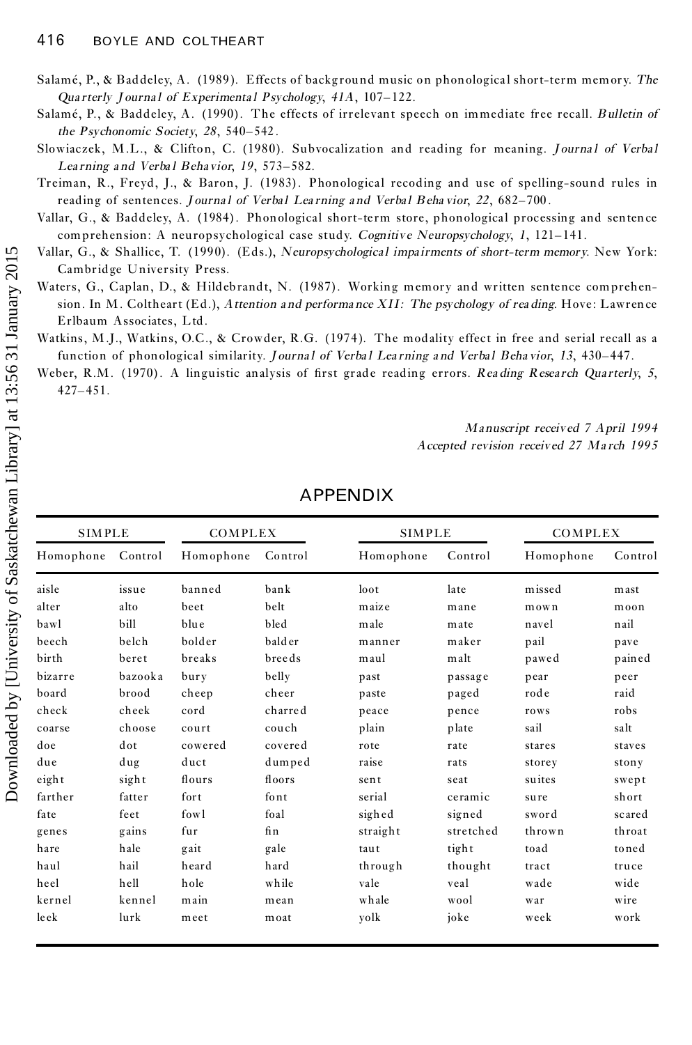Salamé, P., & Baddeley, A. (1989). Effects of background music on phonological short-term memory. *The Quarterly Journal of Experimental Psychology*, *41A*, 107–122.

Salamé, P., & Baddeley, A. (1990). The effects of irrelevant speech on immediate free recall. *Bulletin of the Psychonomic Society*, *28*, 540–542.

Slowiaczek, M.L., & Clifton, C. (1980). Subvocalization and reading for meaning. *Journal of Verbal Learning and Verbal Behavior*, *19*, 573–582.

Treiman, R., Freyd, J., & Baron, J. (1983). Phonological recoding and use of spelling-sound rules in reading of sentences. *Journal of Verbal Learning and Verbal Behavior*, *22*, 682–700.

Vallar, G., & Baddeley, A. (1984). Phonological short-term store, phonological processing and sentence comprehension: A neuropsychological case study. *Cognitive Neuropsychology*, *1*, 121–141.

Vallar, G., & Shallice, T. (1990). (Eds.), *Neuropsychological impairments of short-term memory*. New York: Cambridge University Press.

Waters, G., Caplan, D., & Hildebrandt, N. (1987). Working memory and written sentence comprehension. In M. Coltheart (Ed.), *Attention and performance XII: The psychology of reading*. Hove: Lawrence Erlbaum Associates, Ltd.

Watkins, M.J., Watkins, O.C., & Crowder, R.G. (1974). The modality effect in free and serial recall as a function of phonological similarity. *Journal of Verbal Learning and Verbal Behavior*, *13*, 430–447.

Weber, R.M. (1970). A linguistic analysis of first grade reading errors. *Reading Research Quarterly*, *5*, 427–451.

*Manuscript received 7 April 1994*
*Accepted revision received 27 March 1995*

## APPENDIX

| SIMPLE | | COMPLEX | | SIMPLE | | COMPLEX | |
|---|---|---|---|---|---|---|---|
| Homophone | Control | Homophone | Control | Homophone | Control | Homophone | Control |
| aisle | issue | banned | bank | loot | late | missed | mast |
| alter | alto | beet | belt | maize | mane | mown | moon |
| bawl | bill | blue | bled | male | mate | navel | nail |
| beech | belch | bolder | balder | manner | maker | pail | pave |
| birth | beret | breaks | breeds | maul | malt | pawed | pained |
| bizarre | bazooka | bury | belly | past | passage | pear | peer |
| board | brood | cheep | cheer | paste | paged | rode | raid |
| check | cheek | cord | charred | peace | pence | rows | robs |
| coarse | choose | court | couch | plain | plate | sail | salt |
| doe | dot | cowered | covered | rote | rate | stares | staves |
| due | dug | duct | dumped | raise | rats | storey | stony |
| eight | sight | flours | floors | sent | seat | suites | swept |
| farther | fatter | fort | font | serial | ceramic | sure | short |
| fate | feet | fowl | foal | sighed | signed | sword | scared |
| genes | gains | fur | fin | straight | stretched | thrown | throat |
| hare | hale | gait | gale | taut | tight | toad | toned |
| haul | hail | heard | hard | through | thought | tract | truce |
| heel | hell | hole | while | vale | veal | wade | wide |
| kernel | kennel | main | mean | whale | wool | war | wire |
| leek | lurk | meet | moat | yolk | joke | week | work |